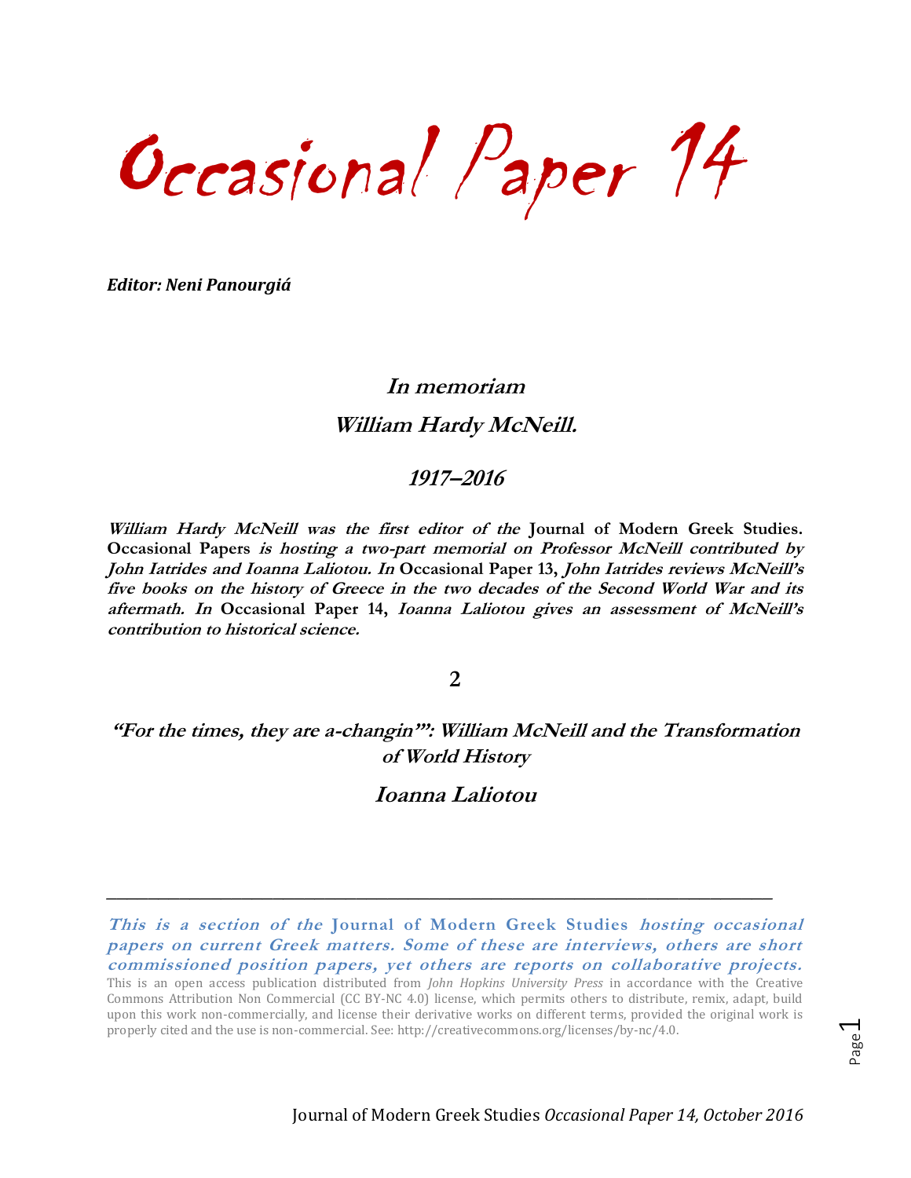# Occasional Paper 14

***Editor: Neni Panourgiá***

## *In memoriam*

## *William Hardy McNeill.*

## *1917–2016*

***William Hardy McNeill was the first editor of the* Journal of Modern Greek Studies. Occasional Papers *is hosting a two-part memorial on Professor McNeill contributed by John Iatrides and Ioanna Laliotou. In* Occasional Paper 13, *John Iatrides reviews McNeill's five books on the history of Greece in the two decades of the Second World War and its aftermath. In* Occasional Paper 14, *Ioanna Laliotou gives an assessment of McNeill's contribution to historical science.***

**2**

## *"For the times, they are a-changin'": William McNeill and the Transformation of World History*

## *Ioanna Laliotou*

---

***This is a section of the* Journal of Modern Greek Studies *hosting occasional papers on current Greek matters. Some of these are interviews, others are short commissioned position papers, yet others are reports on collaborative projects.***

This is an open access publication distributed from *John Hopkins University Press* in accordance with the Creative Commons Attribution Non Commercial (CC BY-NC 4.0) license, which permits others to distribute, remix, adapt, build upon this work non-commercially, and license their derivative works on different terms, provided the original work is properly cited and the use is non-commercial. See: http://creativecommons.org/licenses/by-nc/4.0.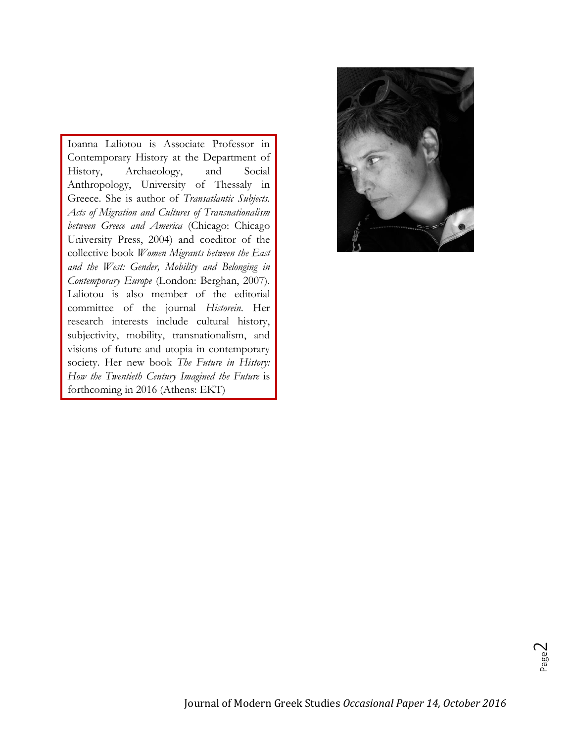Ioanna Laliotou is Associate Professor in Contemporary History at the Department of History, Archaeology, and Social Anthropology, University of Thessaly in Greece. She is author of *Transatlantic Subjects. Acts of Migration and Cultures of Transnationalism between Greece and America* (Chicago: Chicago University Press, 2004) and coeditor of the collective book *Women Migrants between the East and the West: Gender, Mobility and Belonging in Contemporary Europe* (London: Berghan, 2007). Laliotou is also member of the editorial committee of the journal *Historein*. Her research interests include cultural history, subjectivity, mobility, transnationalism, and visions of future and utopia in contemporary society. Her new book *The Future in History: How the Twentieth Century Imagined the Future* is forthcoming in 2016 (Athens: EKT)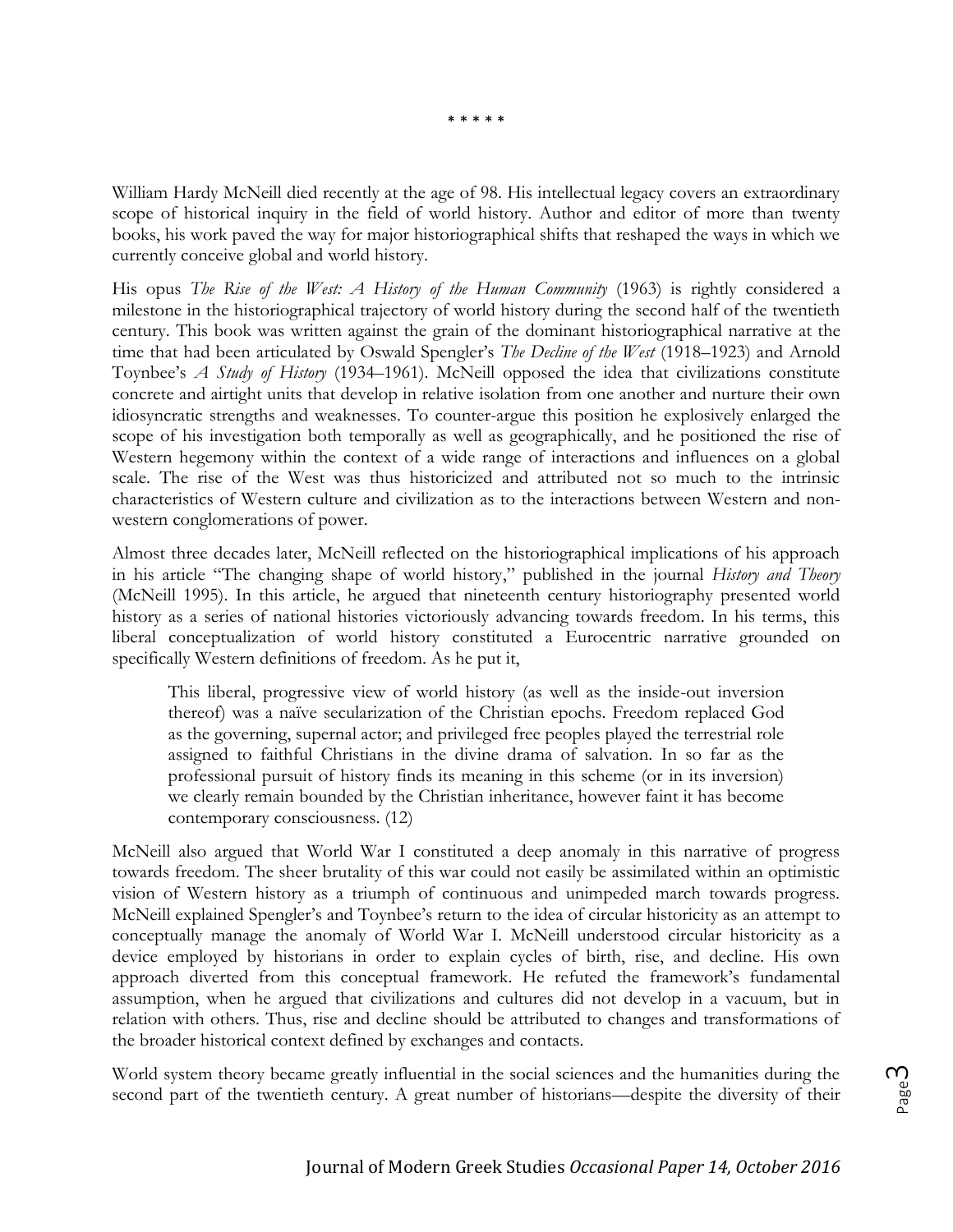\* \* \* \* \*

William Hardy McNeill died recently at the age of 98. His intellectual legacy covers an extraordinary scope of historical inquiry in the field of world history. Author and editor of more than twenty books, his work paved the way for major historiographical shifts that reshaped the ways in which we currently conceive global and world history.

His opus *The Rise of the West: A History of the Human Community* (1963) is rightly considered a milestone in the historiographical trajectory of world history during the second half of the twentieth century. This book was written against the grain of the dominant historiographical narrative at the time that had been articulated by Oswald Spengler's *The Decline of the West* (1918–1923) and Arnold Toynbee's *A Study of History* (1934–1961). McNeill opposed the idea that civilizations constitute concrete and airtight units that develop in relative isolation from one another and nurture their own idiosyncratic strengths and weaknesses. To counter-argue this position he explosively enlarged the scope of his investigation both temporally as well as geographically, and he positioned the rise of Western hegemony within the context of a wide range of interactions and influences on a global scale. The rise of the West was thus historicized and attributed not so much to the intrinsic characteristics of Western culture and civilization as to the interactions between Western and non-western conglomerations of power.

Almost three decades later, McNeill reflected on the historiographical implications of his approach in his article "The changing shape of world history," published in the journal *History and Theory* (McNeill 1995). In this article, he argued that nineteenth century historiography presented world history as a series of national histories victoriously advancing towards freedom. In his terms, this liberal conceptualization of world history constituted a Eurocentric narrative grounded on specifically Western definitions of freedom. As he put it,

> This liberal, progressive view of world history (as well as the inside-out inversion thereof) was a naïve secularization of the Christian epochs. Freedom replaced God as the governing, supernal actor; and privileged free peoples played the terrestrial role assigned to faithful Christians in the divine drama of salvation. In so far as the professional pursuit of history finds its meaning in this scheme (or in its inversion) we clearly remain bounded by the Christian inheritance, however faint it has become contemporary consciousness. (12)

McNeill also argued that World War I constituted a deep anomaly in this narrative of progress towards freedom. The sheer brutality of this war could not easily be assimilated within an optimistic vision of Western history as a triumph of continuous and unimpeded march towards progress. McNeill explained Spengler's and Toynbee's return to the idea of circular historicity as an attempt to conceptually manage the anomaly of World War I. McNeill understood circular historicity as a device employed by historians in order to explain cycles of birth, rise, and decline. His own approach diverted from this conceptual framework. He refuted the framework's fundamental assumption, when he argued that civilizations and cultures did not develop in a vacuum, but in relation with others. Thus, rise and decline should be attributed to changes and transformations of the broader historical context defined by exchanges and contacts.

World system theory became greatly influential in the social sciences and the humanities during the second part of the twentieth century. A great number of historians—despite the diversity of their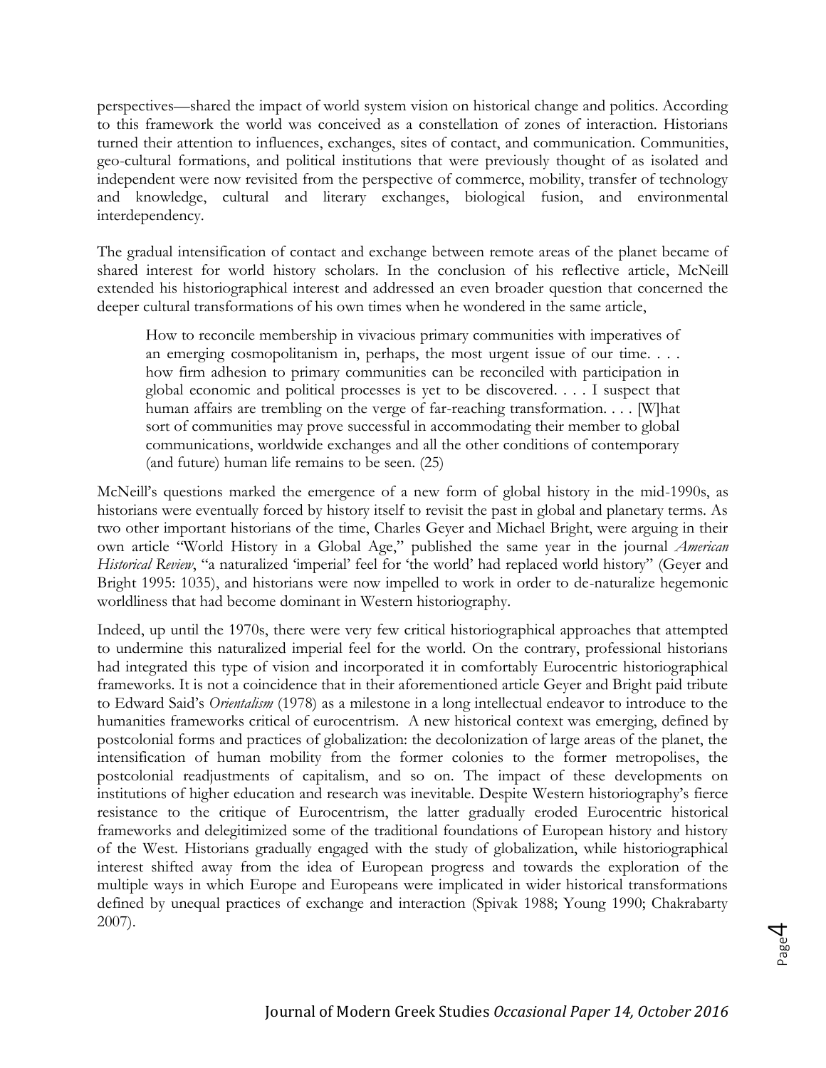perspectives—shared the impact of world system vision on historical change and politics. According to this framework the world was conceived as a constellation of zones of interaction. Historians turned their attention to influences, exchanges, sites of contact, and communication. Communities, geo-cultural formations, and political institutions that were previously thought of as isolated and independent were now revisited from the perspective of commerce, mobility, transfer of technology and knowledge, cultural and literary exchanges, biological fusion, and environmental interdependency.

The gradual intensification of contact and exchange between remote areas of the planet became of shared interest for world history scholars. In the conclusion of his reflective article, McNeill extended his historiographical interest and addressed an even broader question that concerned the deeper cultural transformations of his own times when he wondered in the same article,

> How to reconcile membership in vivacious primary communities with imperatives of an emerging cosmopolitanism in, perhaps, the most urgent issue of our time. . . . how firm adhesion to primary communities can be reconciled with participation in global economic and political processes is yet to be discovered. . . . I suspect that human affairs are trembling on the verge of far-reaching transformation. . . . [W]hat sort of communities may prove successful in accommodating their member to global communications, worldwide exchanges and all the other conditions of contemporary (and future) human life remains to be seen. (25)

McNeill's questions marked the emergence of a new form of global history in the mid-1990s, as historians were eventually forced by history itself to revisit the past in global and planetary terms. As two other important historians of the time, Charles Geyer and Michael Bright, were arguing in their own article "World History in a Global Age," published the same year in the journal *American Historical Review*, "a naturalized 'imperial' feel for 'the world' had replaced world history" (Geyer and Bright 1995: 1035), and historians were now impelled to work in order to de-naturalize hegemonic worldliness that had become dominant in Western historiography.

Indeed, up until the 1970s, there were very few critical historiographical approaches that attempted to undermine this naturalized imperial feel for the world. On the contrary, professional historians had integrated this type of vision and incorporated it in comfortably Eurocentric historiographical frameworks. It is not a coincidence that in their aforementioned article Geyer and Bright paid tribute to Edward Said's *Orientalism* (1978) as a milestone in a long intellectual endeavor to introduce to the humanities frameworks critical of eurocentrism. A new historical context was emerging, defined by postcolonial forms and practices of globalization: the decolonization of large areas of the planet, the intensification of human mobility from the former colonies to the former metropolises, the postcolonial readjustments of capitalism, and so on. The impact of these developments on institutions of higher education and research was inevitable. Despite Western historiography's fierce resistance to the critique of Eurocentrism, the latter gradually eroded Eurocentric historical frameworks and delegitimized some of the traditional foundations of European history and history of the West. Historians gradually engaged with the study of globalization, while historiographical interest shifted away from the idea of European progress and towards the exploration of the multiple ways in which Europe and Europeans were implicated in wider historical transformations defined by unequal practices of exchange and interaction (Spivak 1988; Young 1990; Chakrabarty 2007).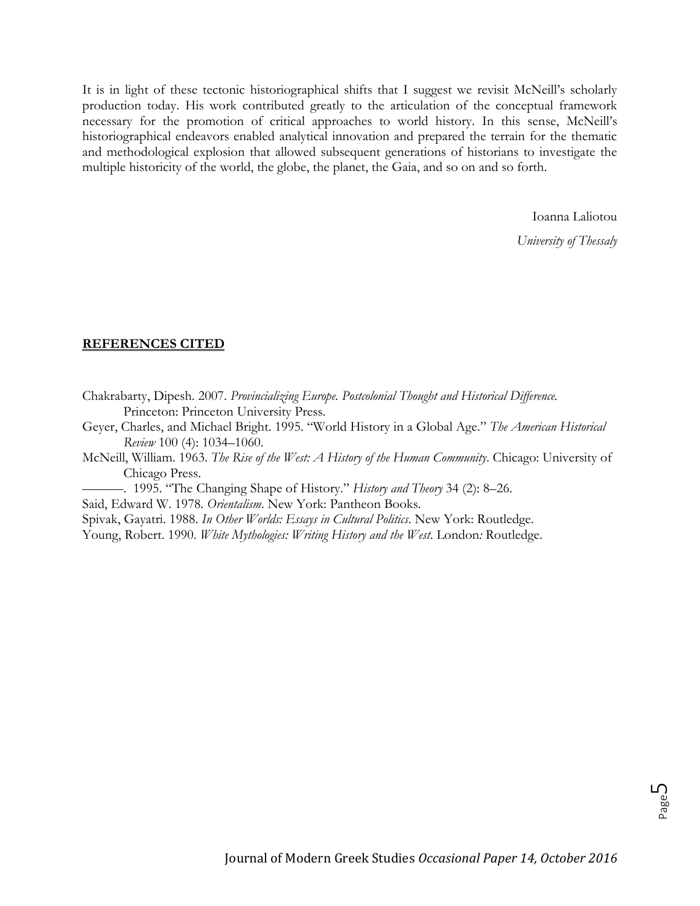It is in light of these tectonic historiographical shifts that I suggest we revisit McNeill's scholarly production today. His work contributed greatly to the articulation of the conceptual framework necessary for the promotion of critical approaches to world history. In this sense, McNeill's historiographical endeavors enabled analytical innovation and prepared the terrain for the thematic and methodological explosion that allowed subsequent generations of historians to investigate the multiple historicity of the world, the globe, the planet, the Gaia, and so on and so forth.

Ioanna Laliotou

*University of Thessaly*

## REFERENCES CITED

Chakrabarty, Dipesh. 2007. *Provincializing Europe. Postcolonial Thought and Historical Difference.* Princeton: Princeton University Press.

Geyer, Charles, and Michael Bright. 1995. "World History in a Global Age." *The American Historical Review* 100 (4): 1034–1060.

McNeill, William. 1963. *The Rise of the West: A History of the Human Community*. Chicago: University of Chicago Press.

———. 1995. "The Changing Shape of History." *History and Theory* 34 (2): 8–26.

Said, Edward W. 1978. *Orientalism*. New York: Pantheon Books.

Spivak, Gayatri. 1988. *In Other Worlds: Essays in Cultural Politics*. New York: Routledge.

Young, Robert. 1990. *White Mythologies: Writing History and the West*. London: Routledge.